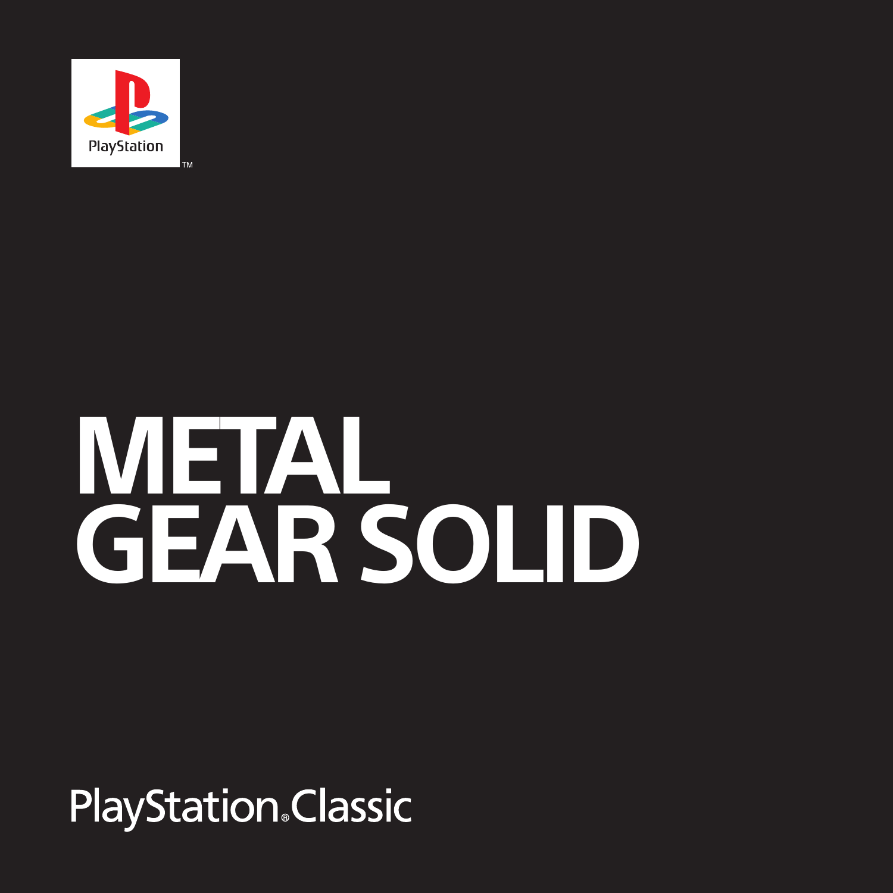PlayStation™

# METAL GEAR SOLID

PlayStation® Classic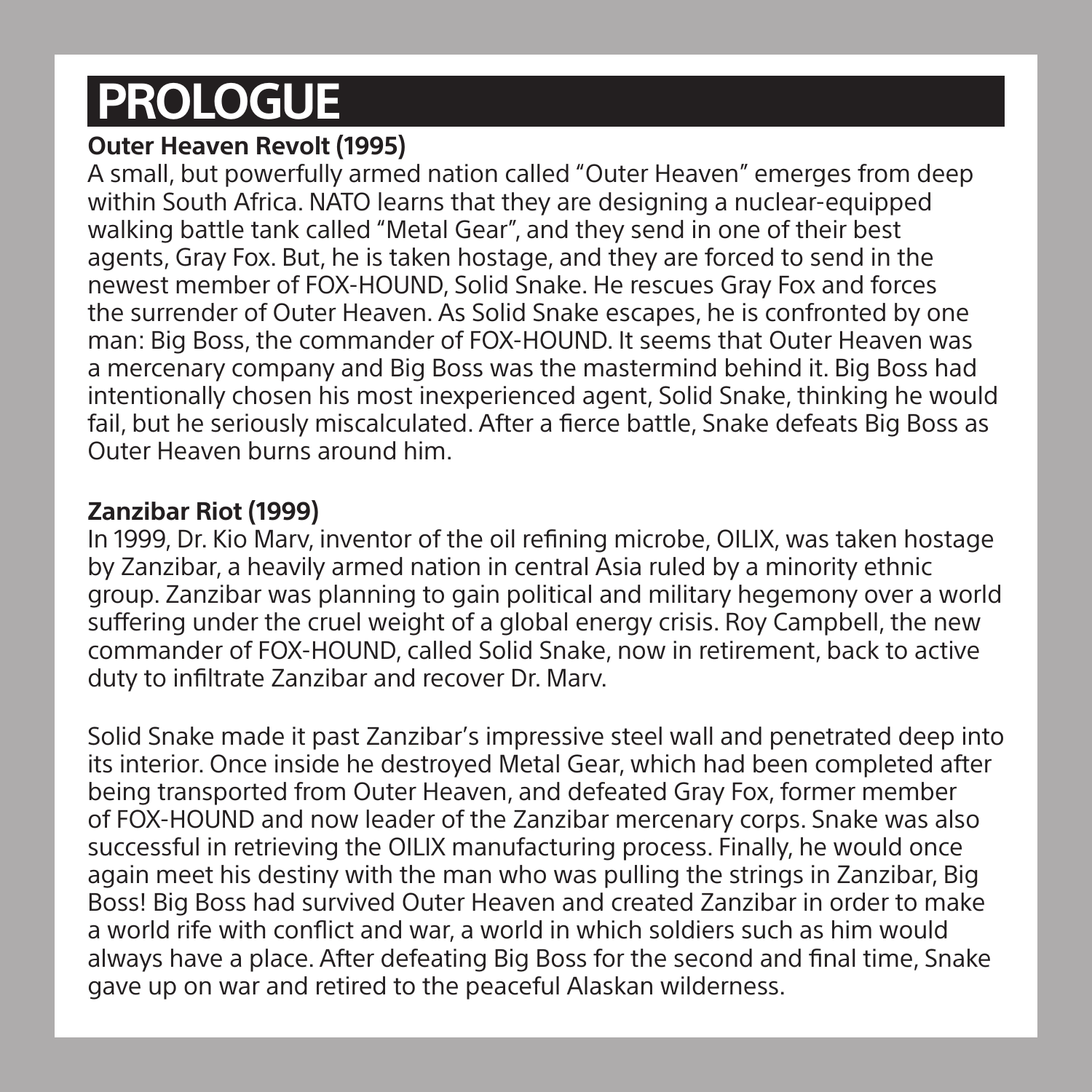# PROLOGUE

**Outer Heaven Revolt (1995)**

A small, but powerfully armed nation called "Outer Heaven" emerges from deep within South Africa. NATO learns that they are designing a nuclear-equipped walking battle tank called "Metal Gear", and they send in one of their best agents, Gray Fox. But, he is taken hostage, and they are forced to send in the newest member of FOX-HOUND, Solid Snake. He rescues Gray Fox and forces the surrender of Outer Heaven. As Solid Snake escapes, he is confronted by one man: Big Boss, the commander of FOX-HOUND. It seems that Outer Heaven was a mercenary company and Big Boss was the mastermind behind it. Big Boss had intentionally chosen his most inexperienced agent, Solid Snake, thinking he would fail, but he seriously miscalculated. After a fierce battle, Snake defeats Big Boss as Outer Heaven burns around him.

**Zanzibar Riot (1999)**

In 1999, Dr. Kio Marv, inventor of the oil refining microbe, OILIX, was taken hostage by Zanzibar, a heavily armed nation in central Asia ruled by a minority ethnic group. Zanzibar was planning to gain political and military hegemony over a world suffering under the cruel weight of a global energy crisis. Roy Campbell, the new commander of FOX-HOUND, called Solid Snake, now in retirement, back to active duty to infiltrate Zanzibar and recover Dr. Marv.

Solid Snake made it past Zanzibar's impressive steel wall and penetrated deep into its interior. Once inside he destroyed Metal Gear, which had been completed after being transported from Outer Heaven, and defeated Gray Fox, former member of FOX-HOUND and now leader of the Zanzibar mercenary corps. Snake was also successful in retrieving the OILIX manufacturing process. Finally, he would once again meet his destiny with the man who was pulling the strings in Zanzibar, Big Boss! Big Boss had survived Outer Heaven and created Zanzibar in order to make a world rife with conflict and war, a world in which soldiers such as him would always have a place. After defeating Big Boss for the second and final time, Snake gave up on war and retired to the peaceful Alaskan wilderness.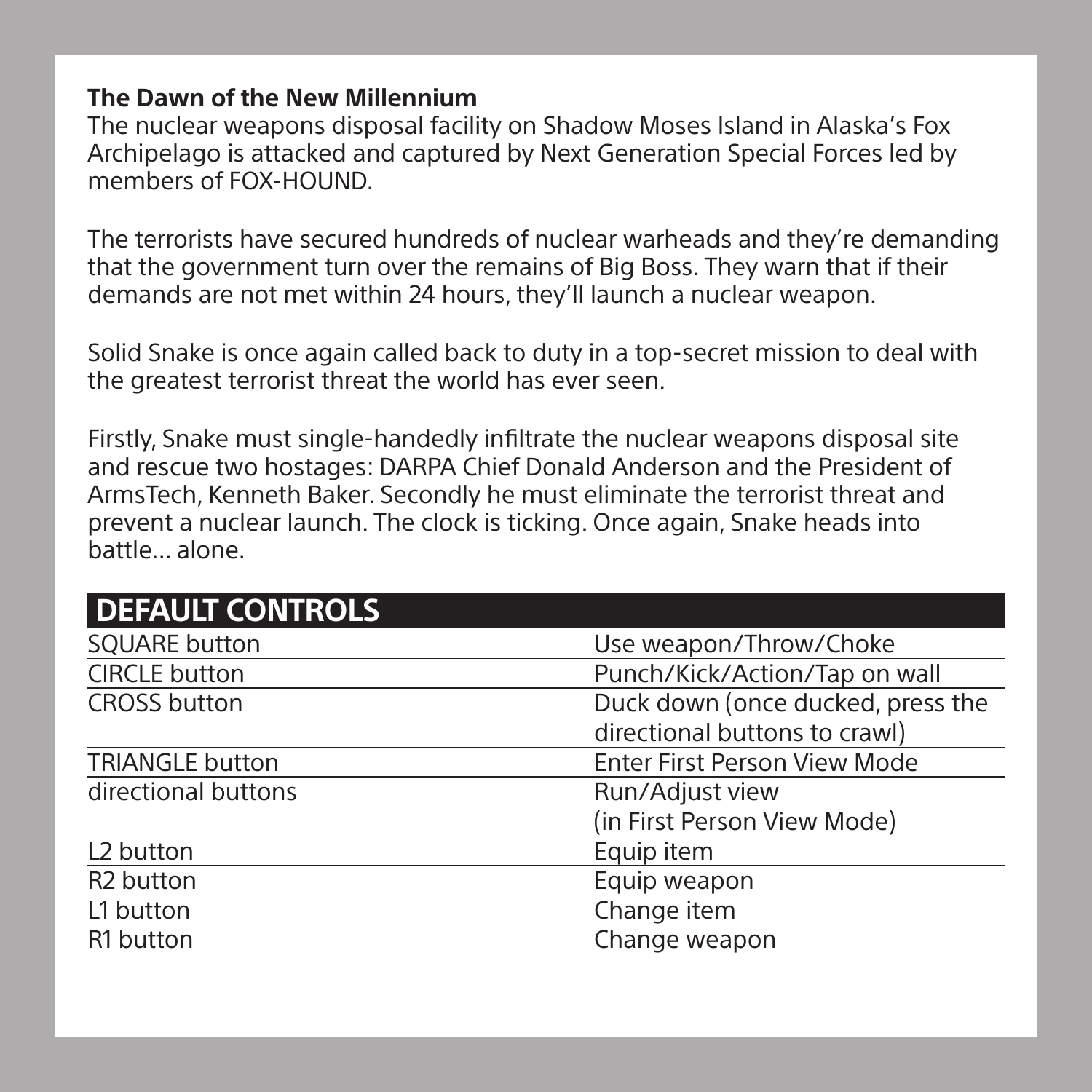**The Dawn of the New Millennium**

The nuclear weapons disposal facility on Shadow Moses Island in Alaska's Fox Archipelago is attacked and captured by Next Generation Special Forces led by members of FOX-HOUND.

The terrorists have secured hundreds of nuclear warheads and they're demanding that the government turn over the remains of Big Boss. They warn that if their demands are not met within 24 hours, they'll launch a nuclear weapon.

Solid Snake is once again called back to duty in a top-secret mission to deal with the greatest terrorist threat the world has ever seen.

Firstly, Snake must single-handedly infiltrate the nuclear weapons disposal site and rescue two hostages: DARPA Chief Donald Anderson and the President of ArmsTech, Kenneth Baker. Secondly he must eliminate the terrorist threat and prevent a nuclear launch. The clock is ticking. Once again, Snake heads into battle... alone.

## DEFAULT CONTROLS

| | |
|---|---|
| SQUARE button | Use weapon/Throw/Choke |
| CIRCLE button | Punch/Kick/Action/Tap on wall |
| CROSS button | Duck down (once ducked, press the directional buttons to crawl) |
| TRIANGLE button | Enter First Person View Mode |
| directional buttons | Run/Adjust view (in First Person View Mode) |
| L2 button | Equip item |
| R2 button | Equip weapon |
| L1 button | Change item |
| R1 button | Change weapon |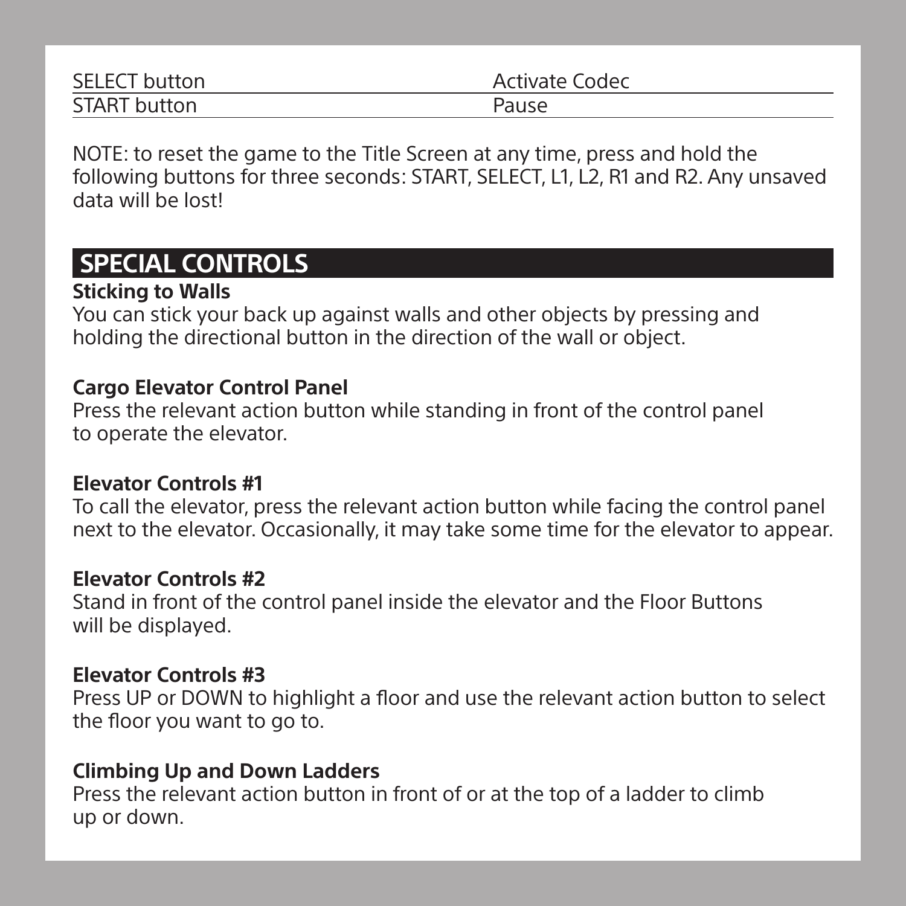| | |
|---|---|
| SELECT button | Activate Codec |
| START button | Pause |

NOTE: to reset the game to the Title Screen at any time, press and hold the following buttons for three seconds: START, SELECT, L1, L2, R1 and R2. Any unsaved data will be lost!

## SPECIAL CONTROLS

**Sticking to Walls**

You can stick your back up against walls and other objects by pressing and holding the directional button in the direction of the wall or object.

**Cargo Elevator Control Panel**

Press the relevant action button while standing in front of the control panel to operate the elevator.

**Elevator Controls #1**

To call the elevator, press the relevant action button while facing the control panel next to the elevator. Occasionally, it may take some time for the elevator to appear.

**Elevator Controls #2**

Stand in front of the control panel inside the elevator and the Floor Buttons will be displayed.

**Elevator Controls #3**

Press UP or DOWN to highlight a floor and use the relevant action button to select the floor you want to go to.

**Climbing Up and Down Ladders**

Press the relevant action button in front of or at the top of a ladder to climb up or down.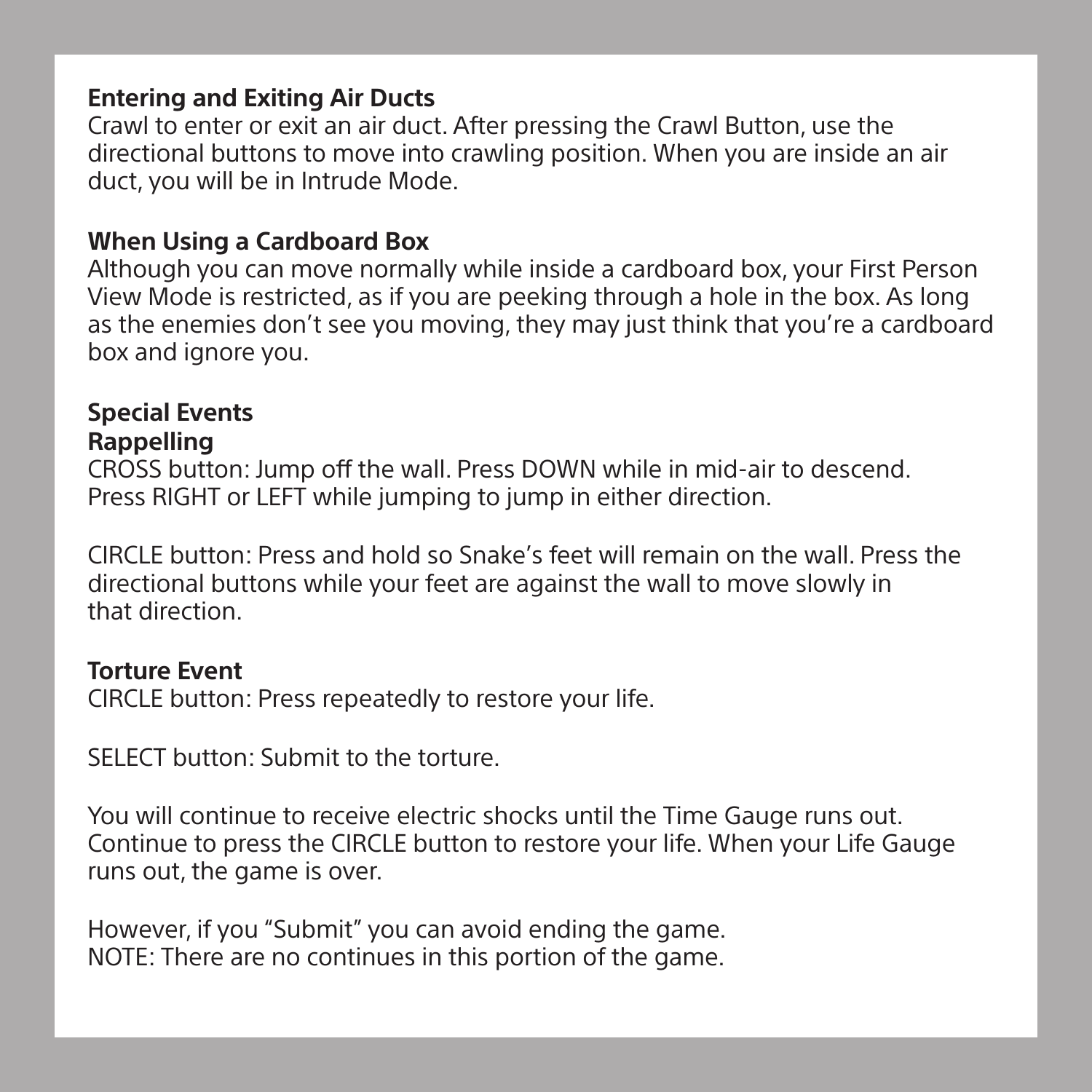**Entering and Exiting Air Ducts**

Crawl to enter or exit an air duct. After pressing the Crawl Button, use the directional buttons to move into crawling position. When you are inside an air duct, you will be in Intrude Mode.

**When Using a Cardboard Box**

Although you can move normally while inside a cardboard box, your First Person View Mode is restricted, as if you are peeking through a hole in the box. As long as the enemies don't see you moving, they may just think that you're a cardboard box and ignore you.

**Special Events**

**Rappelling**

CROSS button: Jump off the wall. Press DOWN while in mid-air to descend. Press RIGHT or LEFT while jumping to jump in either direction.

CIRCLE button: Press and hold so Snake's feet will remain on the wall. Press the directional buttons while your feet are against the wall to move slowly in that direction.

**Torture Event**

CIRCLE button: Press repeatedly to restore your life.

SELECT button: Submit to the torture.

You will continue to receive electric shocks until the Time Gauge runs out. Continue to press the CIRCLE button to restore your life. When your Life Gauge runs out, the game is over.

However, if you "Submit" you can avoid ending the game.
NOTE: There are no continues in this portion of the game.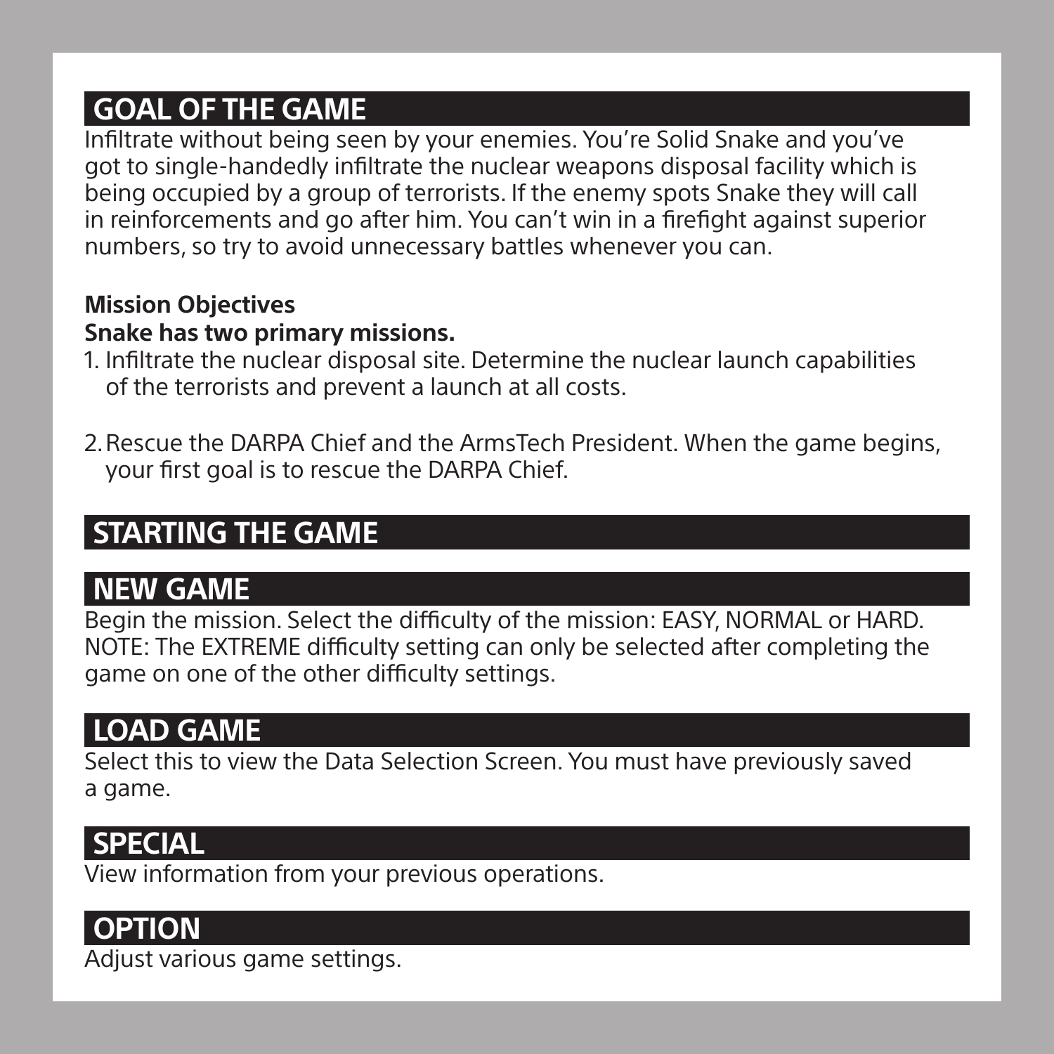## GOAL OF THE GAME

Infiltrate without being seen by your enemies. You're Solid Snake and you've got to single-handedly infiltrate the nuclear weapons disposal facility which is being occupied by a group of terrorists. If the enemy spots Snake they will call in reinforcements and go after him. You can't win in a firefight against superior numbers, so try to avoid unnecessary battles whenever you can.

**Mission Objectives**
**Snake has two primary missions.**

1. Infiltrate the nuclear disposal site. Determine the nuclear launch capabilities of the terrorists and prevent a launch at all costs.

2. Rescue the DARPA Chief and the ArmsTech President. When the game begins, your first goal is to rescue the DARPA Chief.

## STARTING THE GAME

## NEW GAME

Begin the mission. Select the difficulty of the mission: EASY, NORMAL or HARD.
NOTE: The EXTREME difficulty setting can only be selected after completing the game on one of the other difficulty settings.

## LOAD GAME

Select this to view the Data Selection Screen. You must have previously saved a game.

## SPECIAL

View information from your previous operations.

## OPTION

Adjust various game settings.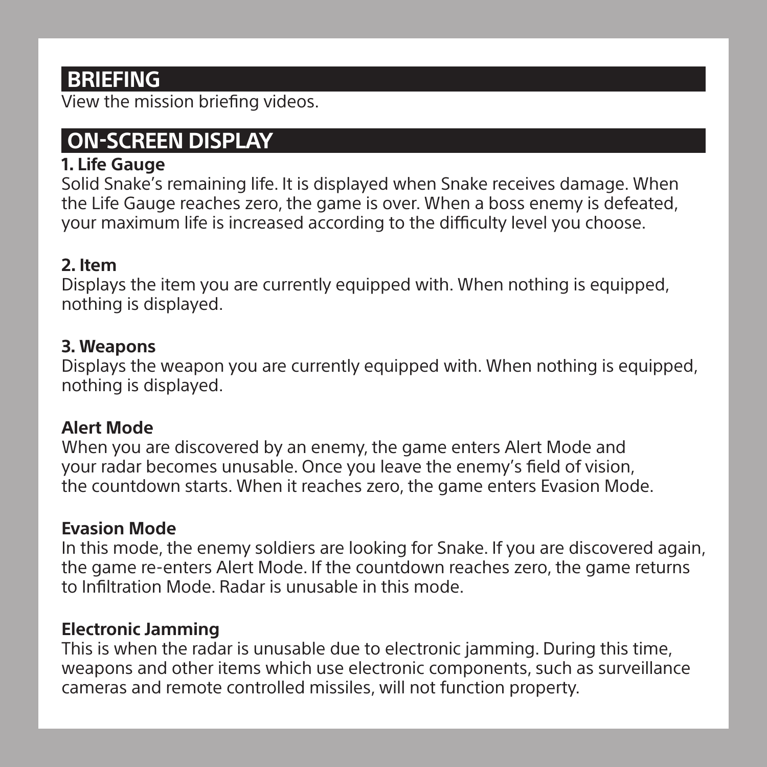## BRIEFING

View the mission briefing videos.

## ON-SCREEN DISPLAY

### 1. Life Gauge

Solid Snake's remaining life. It is displayed when Snake receives damage. When the Life Gauge reaches zero, the game is over. When a boss enemy is defeated, your maximum life is increased according to the difficulty level you choose.

### 2. Item

Displays the item you are currently equipped with. When nothing is equipped, nothing is displayed.

### 3. Weapons

Displays the weapon you are currently equipped with. When nothing is equipped, nothing is displayed.

### Alert Mode

When you are discovered by an enemy, the game enters Alert Mode and your radar becomes unusable. Once you leave the enemy's field of vision, the countdown starts. When it reaches zero, the game enters Evasion Mode.

### Evasion Mode

In this mode, the enemy soldiers are looking for Snake. If you are discovered again, the game re-enters Alert Mode. If the countdown reaches zero, the game returns to Infiltration Mode. Radar is unusable in this mode.

### Electronic Jamming

This is when the radar is unusable due to electronic jamming. During this time, weapons and other items which use electronic components, such as surveillance cameras and remote controlled missiles, will not function property.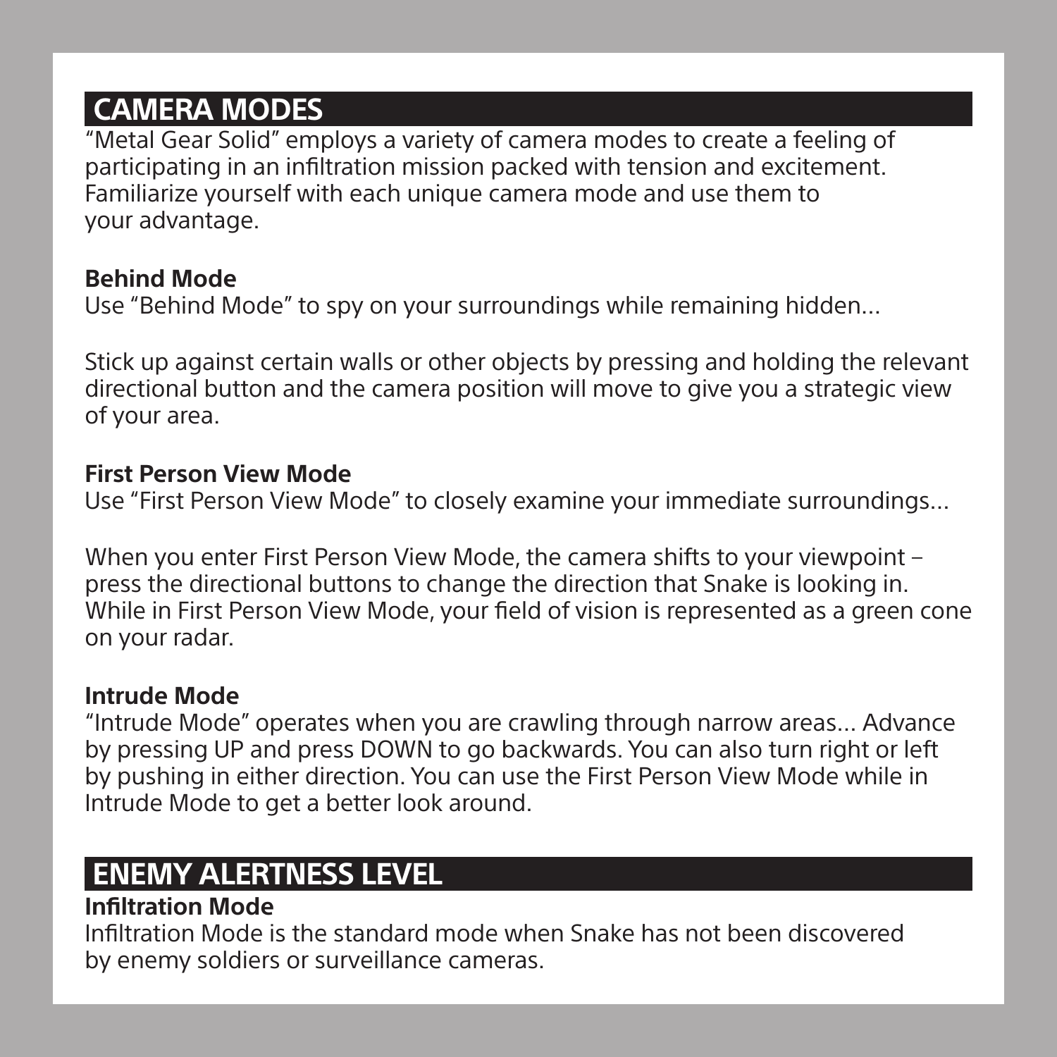## CAMERA MODES

"Metal Gear Solid" employs a variety of camera modes to create a feeling of participating in an infiltration mission packed with tension and excitement. Familiarize yourself with each unique camera mode and use them to your advantage.

### Behind Mode

Use "Behind Mode" to spy on your surroundings while remaining hidden...

Stick up against certain walls or other objects by pressing and holding the relevant directional button and the camera position will move to give you a strategic view of your area.

### First Person View Mode

Use "First Person View Mode" to closely examine your immediate surroundings...

When you enter First Person View Mode, the camera shifts to your viewpoint – press the directional buttons to change the direction that Snake is looking in. While in First Person View Mode, your field of vision is represented as a green cone on your radar.

### Intrude Mode

"Intrude Mode" operates when you are crawling through narrow areas... Advance by pressing UP and press DOWN to go backwards. You can also turn right or left by pushing in either direction. You can use the First Person View Mode while in Intrude Mode to get a better look around.

## ENEMY ALERTNESS LEVEL

### Infiltration Mode

Infiltration Mode is the standard mode when Snake has not been discovered by enemy soldiers or surveillance cameras.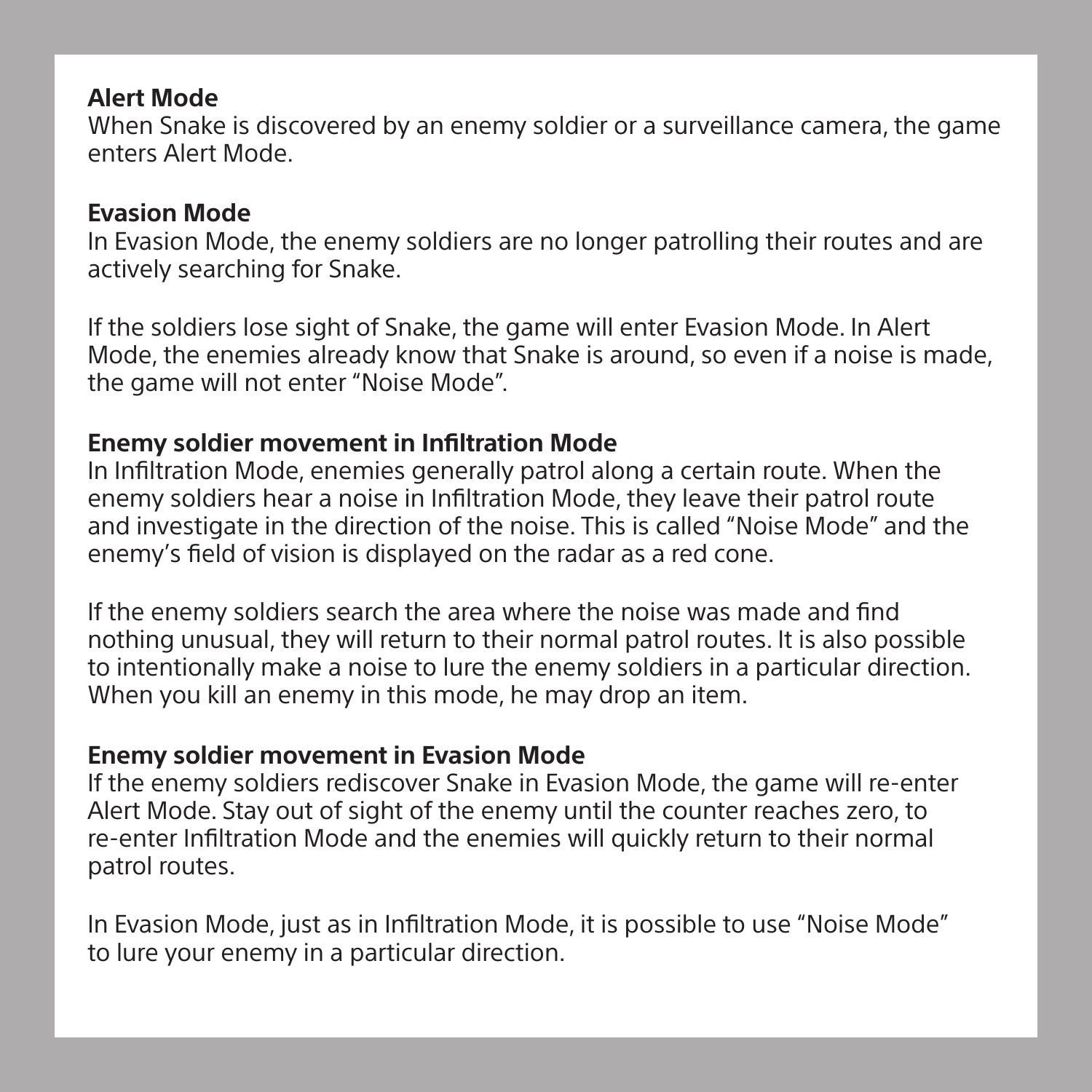**Alert Mode**

When Snake is discovered by an enemy soldier or a surveillance camera, the game enters Alert Mode.

**Evasion Mode**

In Evasion Mode, the enemy soldiers are no longer patrolling their routes and are actively searching for Snake.

If the soldiers lose sight of Snake, the game will enter Evasion Mode. In Alert Mode, the enemies already know that Snake is around, so even if a noise is made, the game will not enter "Noise Mode".

**Enemy soldier movement in Infiltration Mode**

In Infiltration Mode, enemies generally patrol along a certain route. When the enemy soldiers hear a noise in Infiltration Mode, they leave their patrol route and investigate in the direction of the noise. This is called "Noise Mode" and the enemy's field of vision is displayed on the radar as a red cone.

If the enemy soldiers search the area where the noise was made and find nothing unusual, they will return to their normal patrol routes. It is also possible to intentionally make a noise to lure the enemy soldiers in a particular direction. When you kill an enemy in this mode, he may drop an item.

**Enemy soldier movement in Evasion Mode**

If the enemy soldiers rediscover Snake in Evasion Mode, the game will re-enter Alert Mode. Stay out of sight of the enemy until the counter reaches zero, to re-enter Infiltration Mode and the enemies will quickly return to their normal patrol routes.

In Evasion Mode, just as in Infiltration Mode, it is possible to use "Noise Mode" to lure your enemy in a particular direction.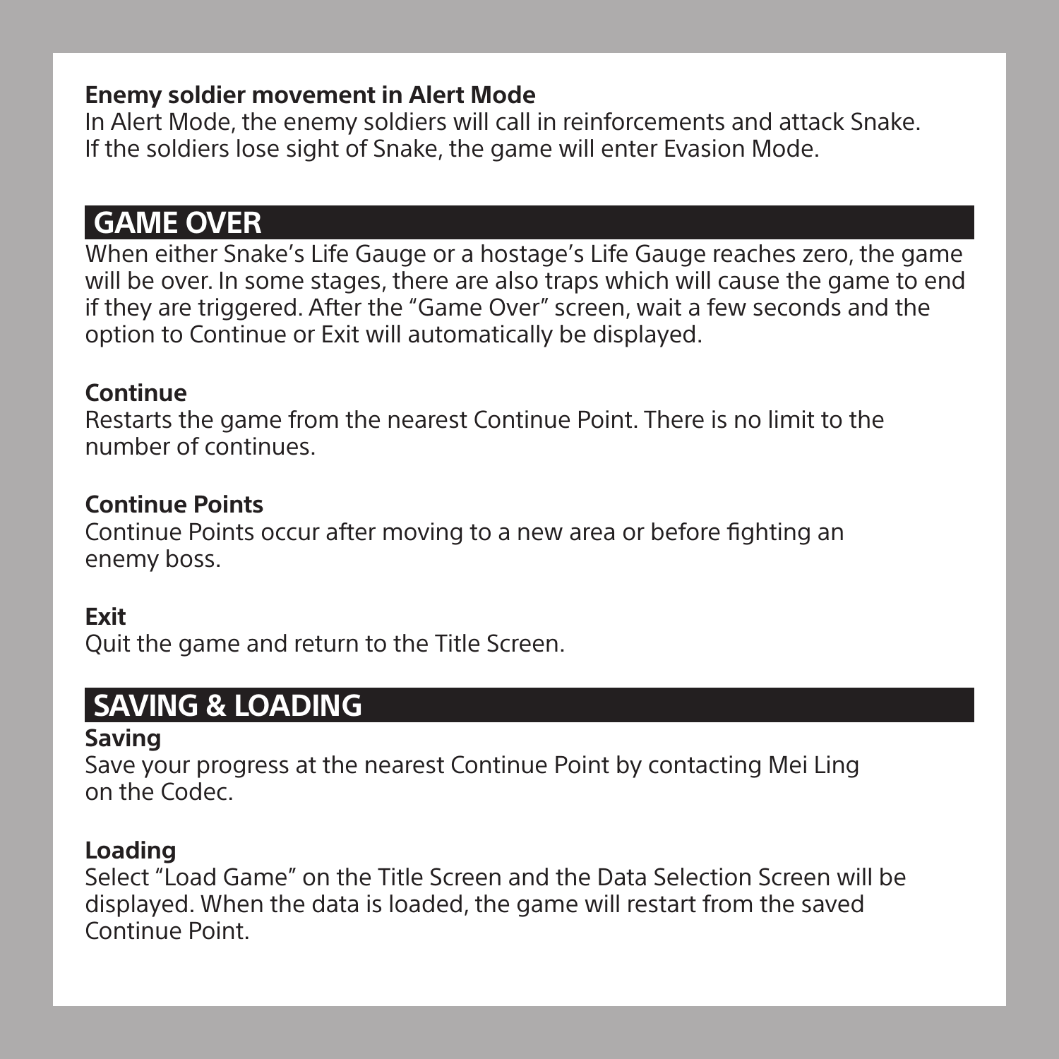### Enemy soldier movement in Alert Mode

In Alert Mode, the enemy soldiers will call in reinforcements and attack Snake. If the soldiers lose sight of Snake, the game will enter Evasion Mode.

## GAME OVER

When either Snake's Life Gauge or a hostage's Life Gauge reaches zero, the game will be over. In some stages, there are also traps which will cause the game to end if they are triggered. After the "Game Over" screen, wait a few seconds and the option to Continue or Exit will automatically be displayed.

### Continue

Restarts the game from the nearest Continue Point. There is no limit to the number of continues.

### Continue Points

Continue Points occur after moving to a new area or before fighting an enemy boss.

### Exit

Quit the game and return to the Title Screen.

## SAVING & LOADING

### Saving

Save your progress at the nearest Continue Point by contacting Mei Ling on the Codec.

### Loading

Select "Load Game" on the Title Screen and the Data Selection Screen will be displayed. When the data is loaded, the game will restart from the saved Continue Point.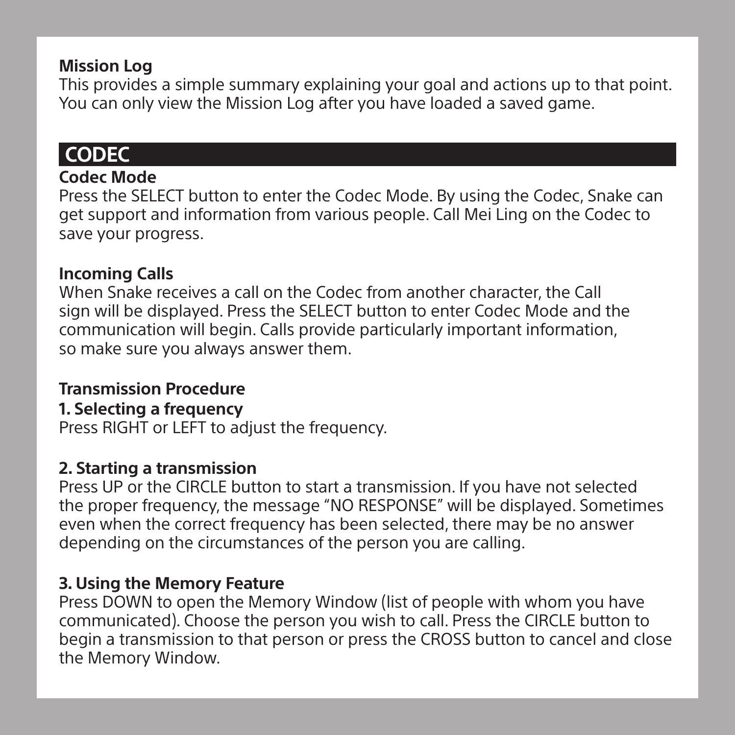### Mission Log

This provides a simple summary explaining your goal and actions up to that point. You can only view the Mission Log after you have loaded a saved game.

## CODEC

### Codec Mode

Press the SELECT button to enter the Codec Mode. By using the Codec, Snake can get support and information from various people. Call Mei Ling on the Codec to save your progress.

### Incoming Calls

When Snake receives a call on the Codec from another character, the Call sign will be displayed. Press the SELECT button to enter Codec Mode and the communication will begin. Calls provide particularly important information, so make sure you always answer them.

### Transmission Procedure

**1. Selecting a frequency**

Press RIGHT or LEFT to adjust the frequency.

**2. Starting a transmission**

Press UP or the CIRCLE button to start a transmission. If you have not selected the proper frequency, the message “NO RESPONSE” will be displayed. Sometimes even when the correct frequency has been selected, there may be no answer depending on the circumstances of the person you are calling.

**3. Using the Memory Feature**

Press DOWN to open the Memory Window (list of people with whom you have communicated). Choose the person you wish to call. Press the CIRCLE button to begin a transmission to that person or press the CROSS button to cancel and close the Memory Window.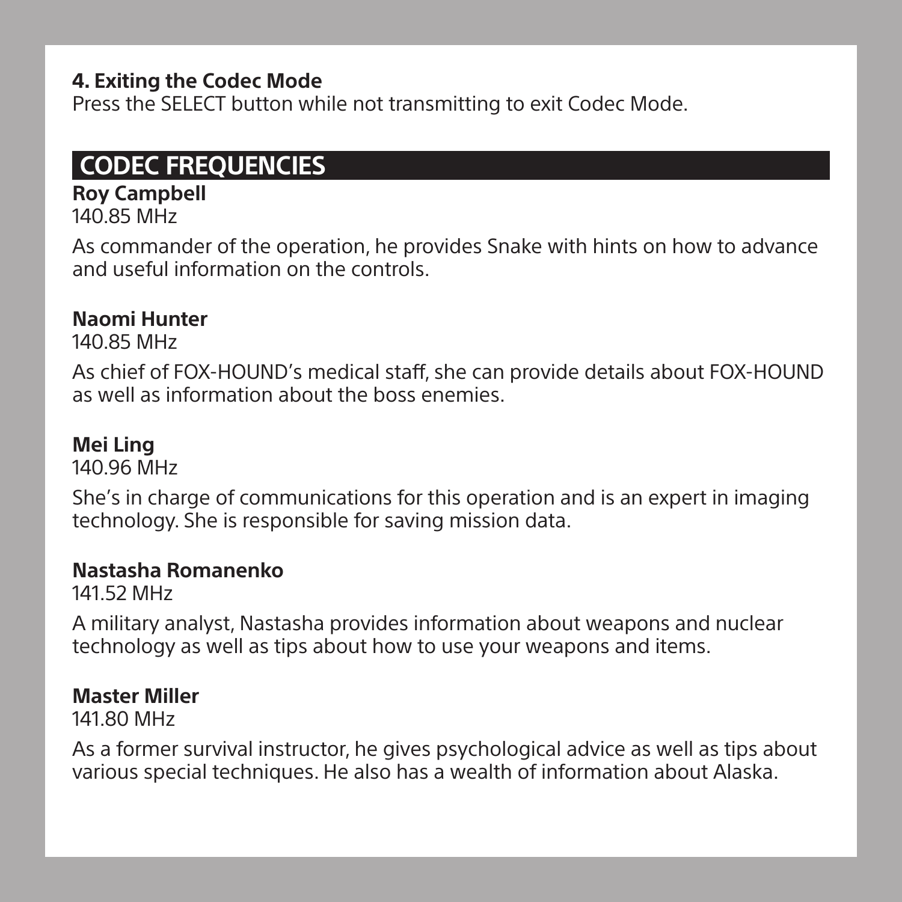### 4. Exiting the Codec Mode

Press the SELECT button while not transmitting to exit Codec Mode.

## CODEC FREQUENCIES

**Roy Campbell**
140.85 MHz

As commander of the operation, he provides Snake with hints on how to advance and useful information on the controls.

**Naomi Hunter**
140.85 MHz

As chief of FOX-HOUND's medical staff, she can provide details about FOX-HOUND as well as information about the boss enemies.

**Mei Ling**
140.96 MHz

She's in charge of communications for this operation and is an expert in imaging technology. She is responsible for saving mission data.

**Nastasha Romanenko**
141.52 MHz

A military analyst, Nastasha provides information about weapons and nuclear technology as well as tips about how to use your weapons and items.

**Master Miller**
141.80 MHz

As a former survival instructor, he gives psychological advice as well as tips about various special techniques. He also has a wealth of information about Alaska.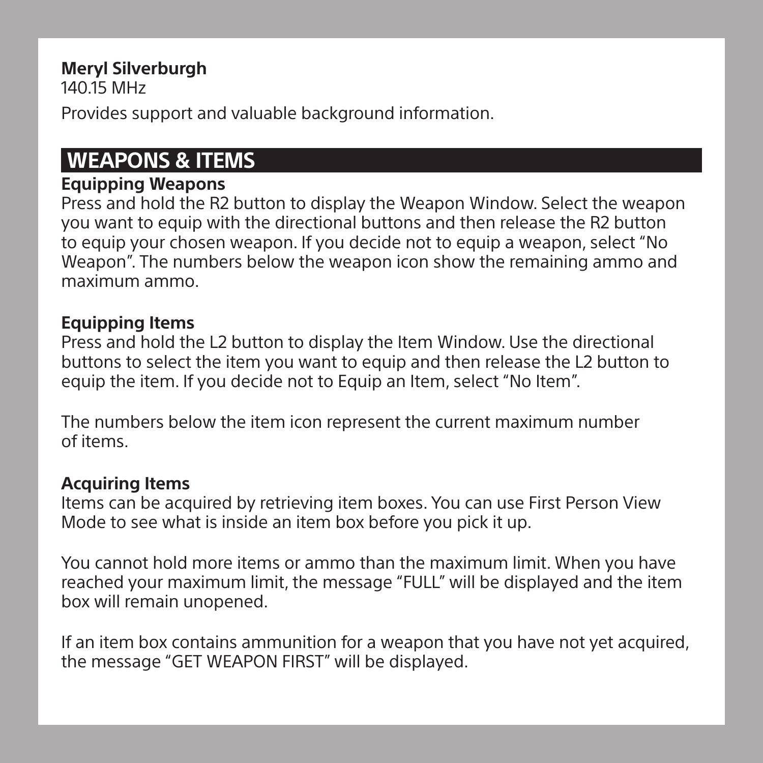**Meryl Silverburgh**
140.15 MHz

Provides support and valuable background information.

## WEAPONS & ITEMS

### Equipping Weapons

Press and hold the R2 button to display the Weapon Window. Select the weapon you want to equip with the directional buttons and then release the R2 button to equip your chosen weapon. If you decide not to equip a weapon, select "No Weapon". The numbers below the weapon icon show the remaining ammo and maximum ammo.

### Equipping Items

Press and hold the L2 button to display the Item Window. Use the directional buttons to select the item you want to equip and then release the L2 button to equip the item. If you decide not to Equip an Item, select "No Item".

The numbers below the item icon represent the current maximum number of items.

### Acquiring Items

Items can be acquired by retrieving item boxes. You can use First Person View Mode to see what is inside an item box before you pick it up.

You cannot hold more items or ammo than the maximum limit. When you have reached your maximum limit, the message "FULL" will be displayed and the item box will remain unopened.

If an item box contains ammunition for a weapon that you have not yet acquired, the message "GET WEAPON FIRST" will be displayed.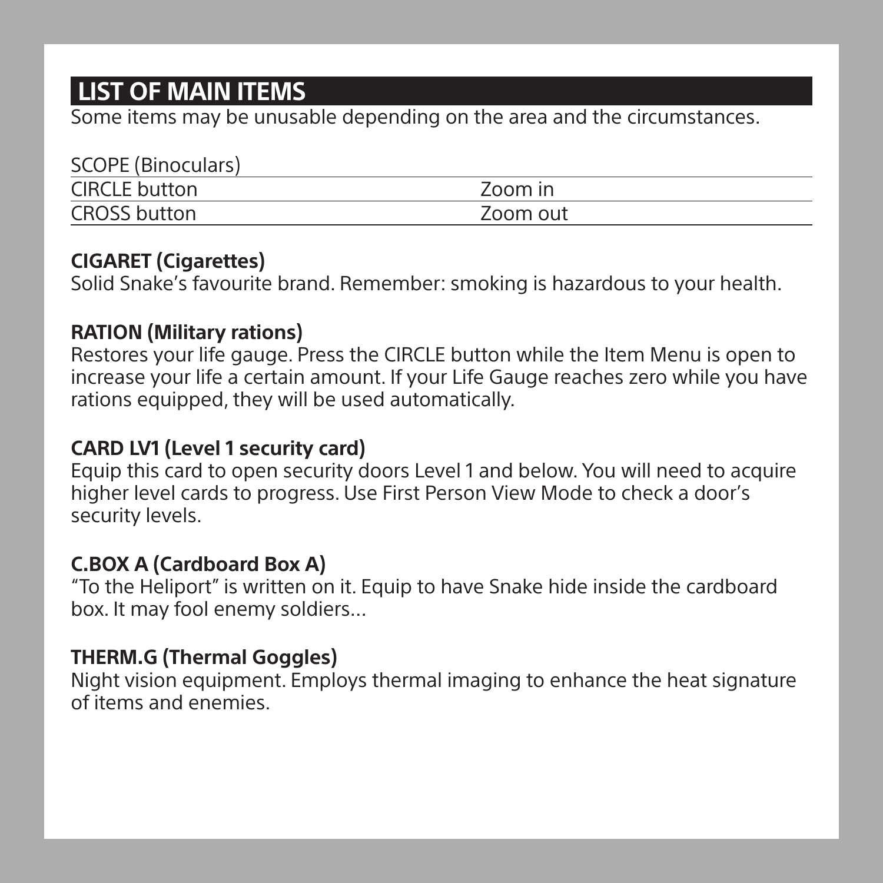## LIST OF MAIN ITEMS

Some items may be unusable depending on the area and the circumstances.

| SCOPE (Binoculars) | |
|---|---|
| CIRCLE button | Zoom in |
| CROSS button | Zoom out |

**CIGARET (Cigarettes)**
Solid Snake's favourite brand. Remember: smoking is hazardous to your health.

**RATION (Military rations)**
Restores your life gauge. Press the CIRCLE button while the Item Menu is open to increase your life a certain amount. If your Life Gauge reaches zero while you have rations equipped, they will be used automatically.

**CARD LV1 (Level 1 security card)**
Equip this card to open security doors Level 1 and below. You will need to acquire higher level cards to progress. Use First Person View Mode to check a door's security levels.

**C.BOX A (Cardboard Box A)**
"To the Heliport" is written on it. Equip to have Snake hide inside the cardboard box. It may fool enemy soldiers...

**THERM.G (Thermal Goggles)**
Night vision equipment. Employs thermal imaging to enhance the heat signature of items and enemies.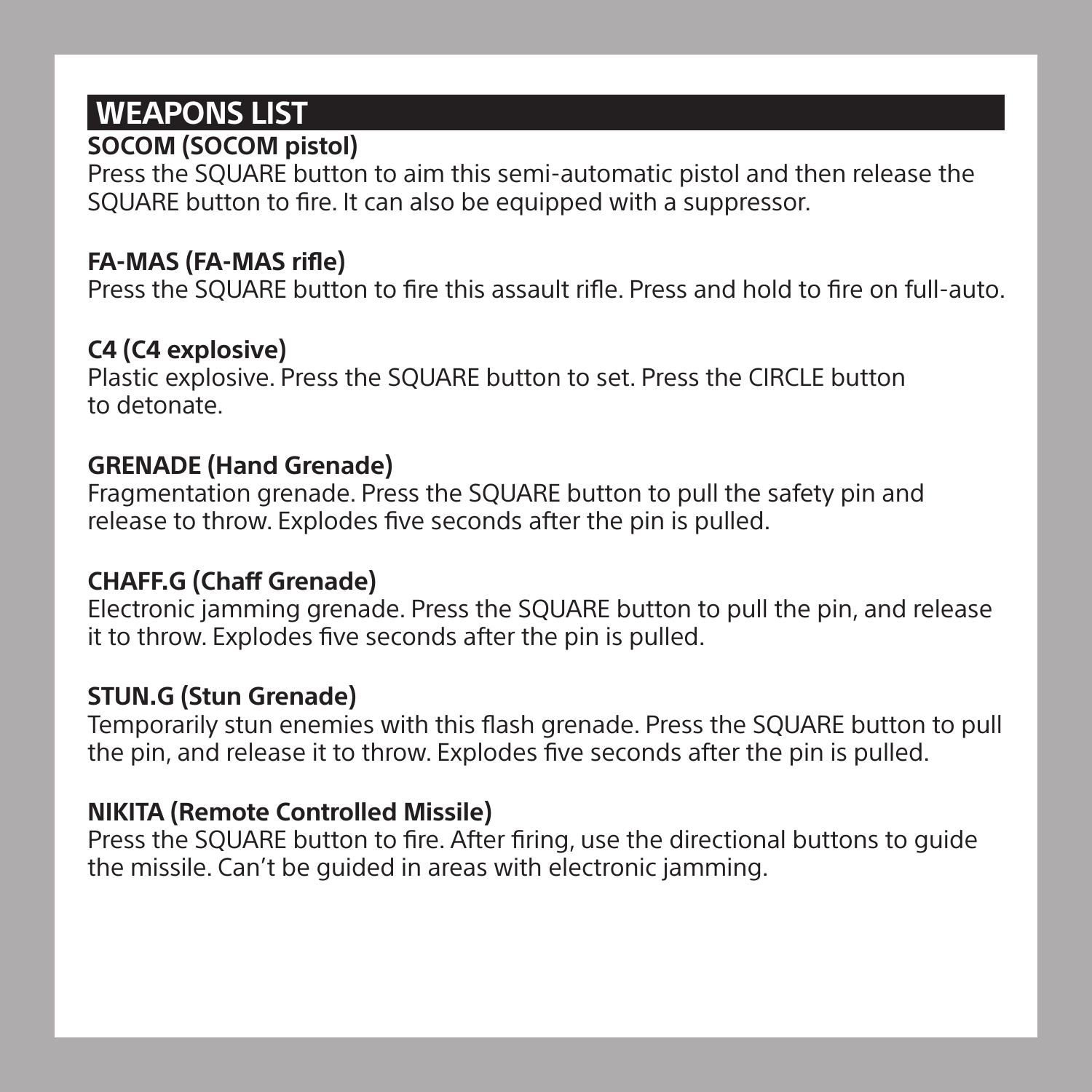## WEAPONS LIST

**SOCOM (SOCOM pistol)**
Press the SQUARE button to aim this semi-automatic pistol and then release the SQUARE button to fire. It can also be equipped with a suppressor.

**FA-MAS (FA-MAS rifle)**
Press the SQUARE button to fire this assault rifle. Press and hold to fire on full-auto.

**C4 (C4 explosive)**
Plastic explosive. Press the SQUARE button to set. Press the CIRCLE button to detonate.

**GRENADE (Hand Grenade)**
Fragmentation grenade. Press the SQUARE button to pull the safety pin and release to throw. Explodes five seconds after the pin is pulled.

**CHAFF.G (Chaff Grenade)**
Electronic jamming grenade. Press the SQUARE button to pull the pin, and release it to throw. Explodes five seconds after the pin is pulled.

**STUN.G (Stun Grenade)**
Temporarily stun enemies with this flash grenade. Press the SQUARE button to pull the pin, and release it to throw. Explodes five seconds after the pin is pulled.

**NIKITA (Remote Controlled Missile)**
Press the SQUARE button to fire. After firing, use the directional buttons to guide the missile. Can't be guided in areas with electronic jamming.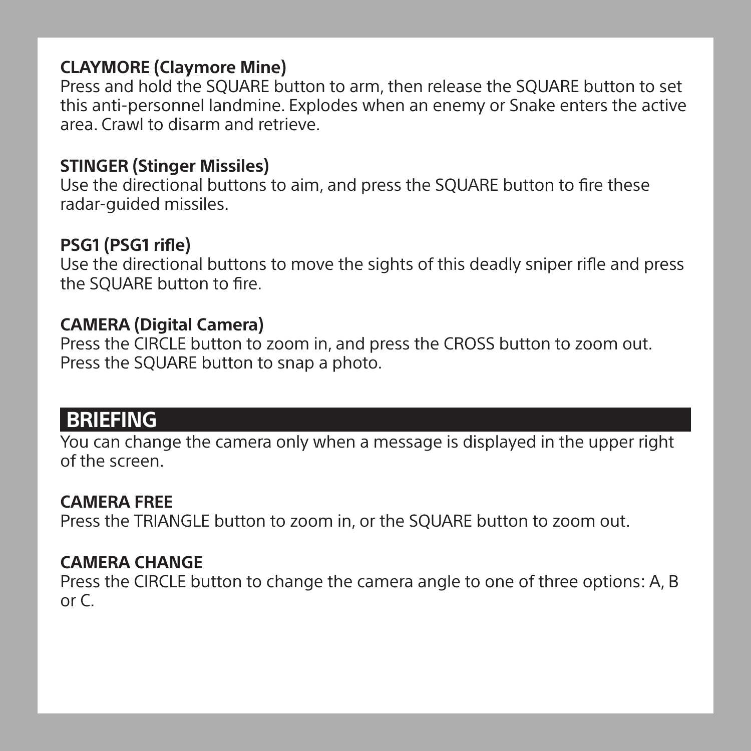**CLAYMORE (Claymore Mine)**
Press and hold the SQUARE button to arm, then release the SQUARE button to set this anti-personnel landmine. Explodes when an enemy or Snake enters the active area. Crawl to disarm and retrieve.

**STINGER (Stinger Missiles)**
Use the directional buttons to aim, and press the SQUARE button to fire these radar-guided missiles.

**PSG1 (PSG1 rifle)**
Use the directional buttons to move the sights of this deadly sniper rifle and press the SQUARE button to fire.

**CAMERA (Digital Camera)**
Press the CIRCLE button to zoom in, and press the CROSS button to zoom out. Press the SQUARE button to snap a photo.

## BRIEFING

You can change the camera only when a message is displayed in the upper right of the screen.

**CAMERA FREE**
Press the TRIANGLE button to zoom in, or the SQUARE button to zoom out.

**CAMERA CHANGE**
Press the CIRCLE button to change the camera angle to one of three options: A, B or C.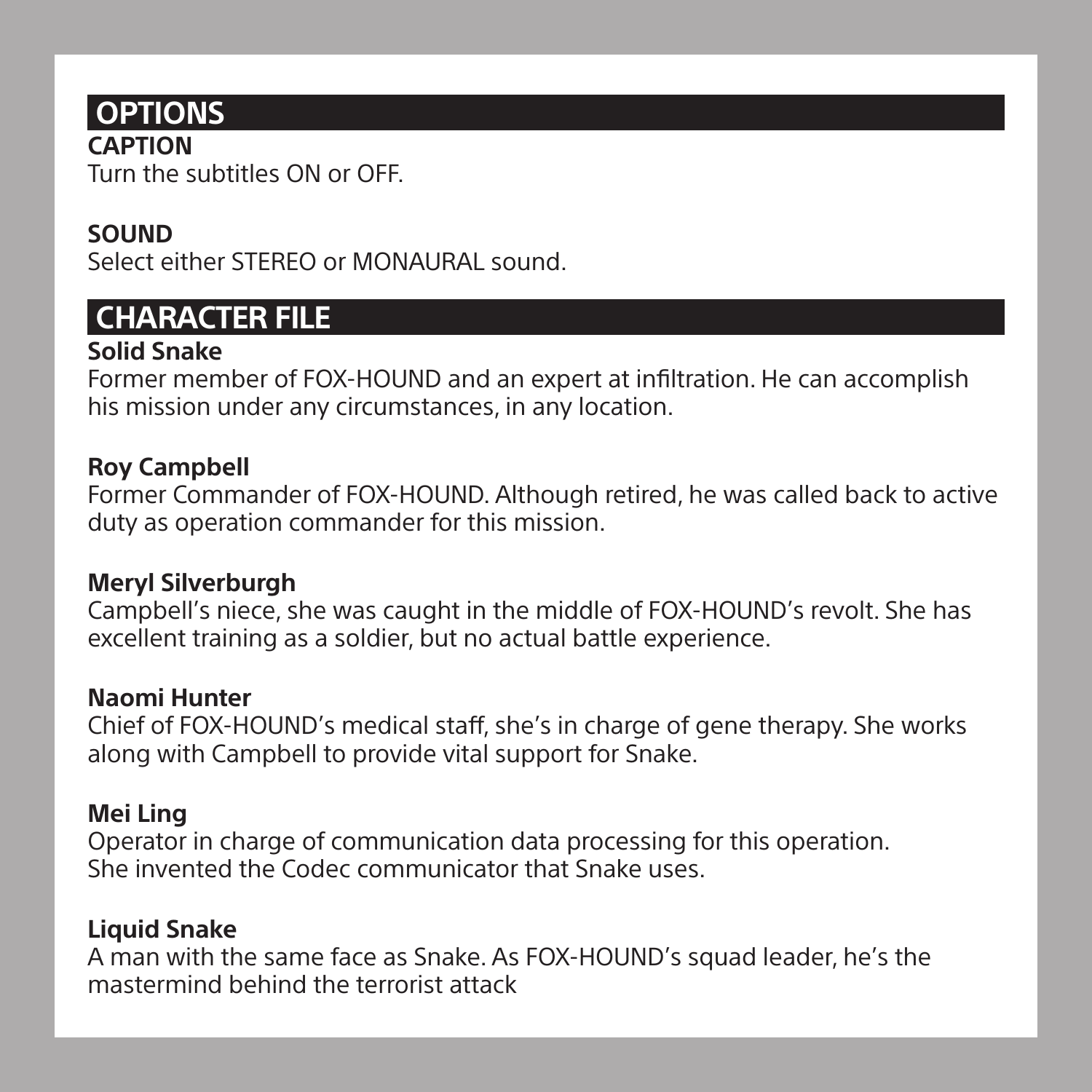## OPTIONS

### CAPTION

Turn the subtitles ON or OFF.

### SOUND

Select either STEREO or MONAURAL sound.

## CHARACTER FILE

### Solid Snake

Former member of FOX-HOUND and an expert at infiltration. He can accomplish his mission under any circumstances, in any location.

### Roy Campbell

Former Commander of FOX-HOUND. Although retired, he was called back to active duty as operation commander for this mission.

### Meryl Silverburgh

Campbell's niece, she was caught in the middle of FOX-HOUND's revolt. She has excellent training as a soldier, but no actual battle experience.

### Naomi Hunter

Chief of FOX-HOUND's medical staff, she's in charge of gene therapy. She works along with Campbell to provide vital support for Snake.

### Mei Ling

Operator in charge of communication data processing for this operation.
She invented the Codec communicator that Snake uses.

### Liquid Snake

A man with the same face as Snake. As FOX-HOUND's squad leader, he's the mastermind behind the terrorist attack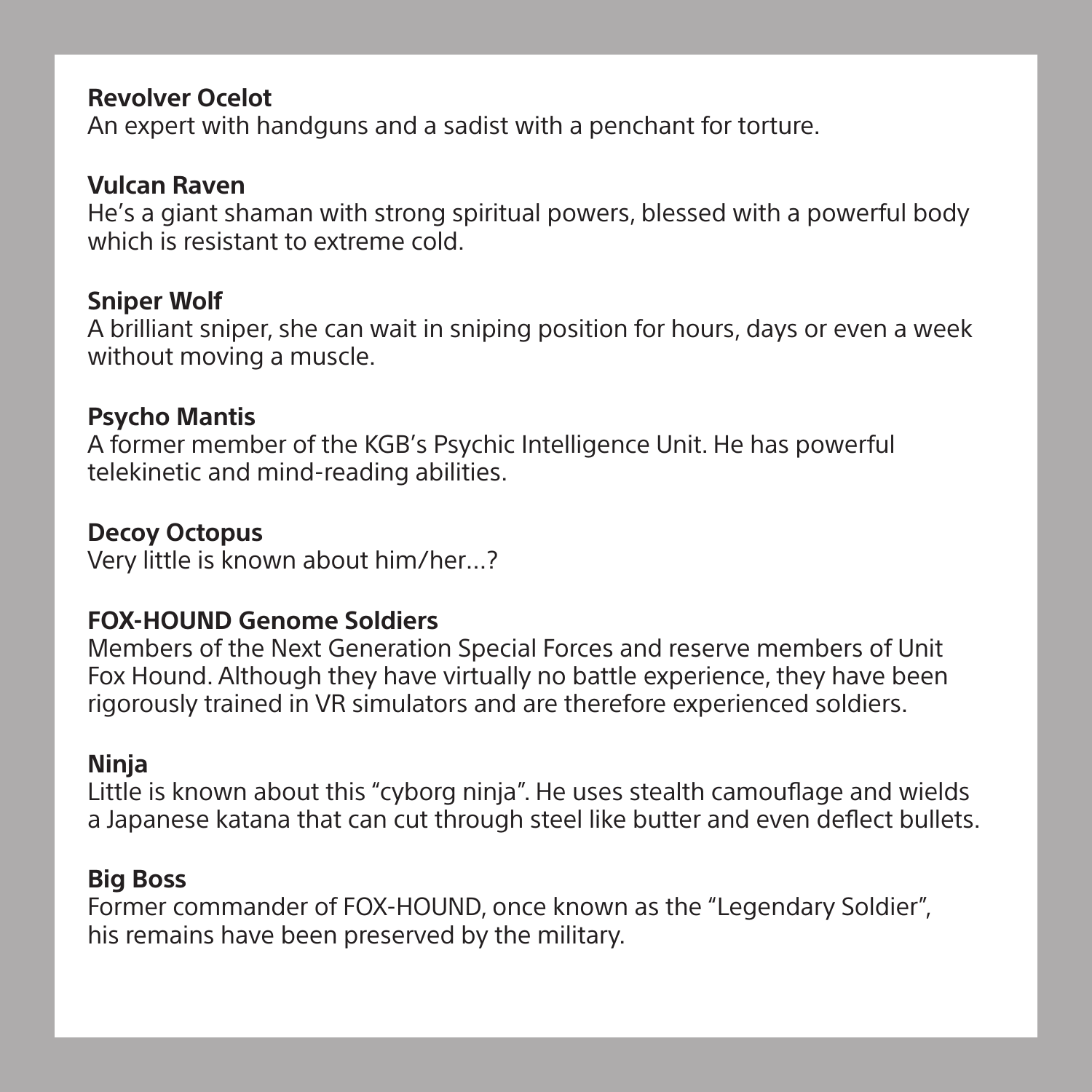**Revolver Ocelot**
An expert with handguns and a sadist with a penchant for torture.

**Vulcan Raven**
He's a giant shaman with strong spiritual powers, blessed with a powerful body which is resistant to extreme cold.

**Sniper Wolf**
A brilliant sniper, she can wait in sniping position for hours, days or even a week without moving a muscle.

**Psycho Mantis**
A former member of the KGB's Psychic Intelligence Unit. He has powerful telekinetic and mind-reading abilities.

**Decoy Octopus**
Very little is known about him/her...?

**FOX-HOUND Genome Soldiers**
Members of the Next Generation Special Forces and reserve members of Unit Fox Hound. Although they have virtually no battle experience, they have been rigorously trained in VR simulators and are therefore experienced soldiers.

**Ninja**
Little is known about this "cyborg ninja". He uses stealth camouflage and wields a Japanese katana that can cut through steel like butter and even deflect bullets.

**Big Boss**
Former commander of FOX-HOUND, once known as the "Legendary Soldier", his remains have been preserved by the military.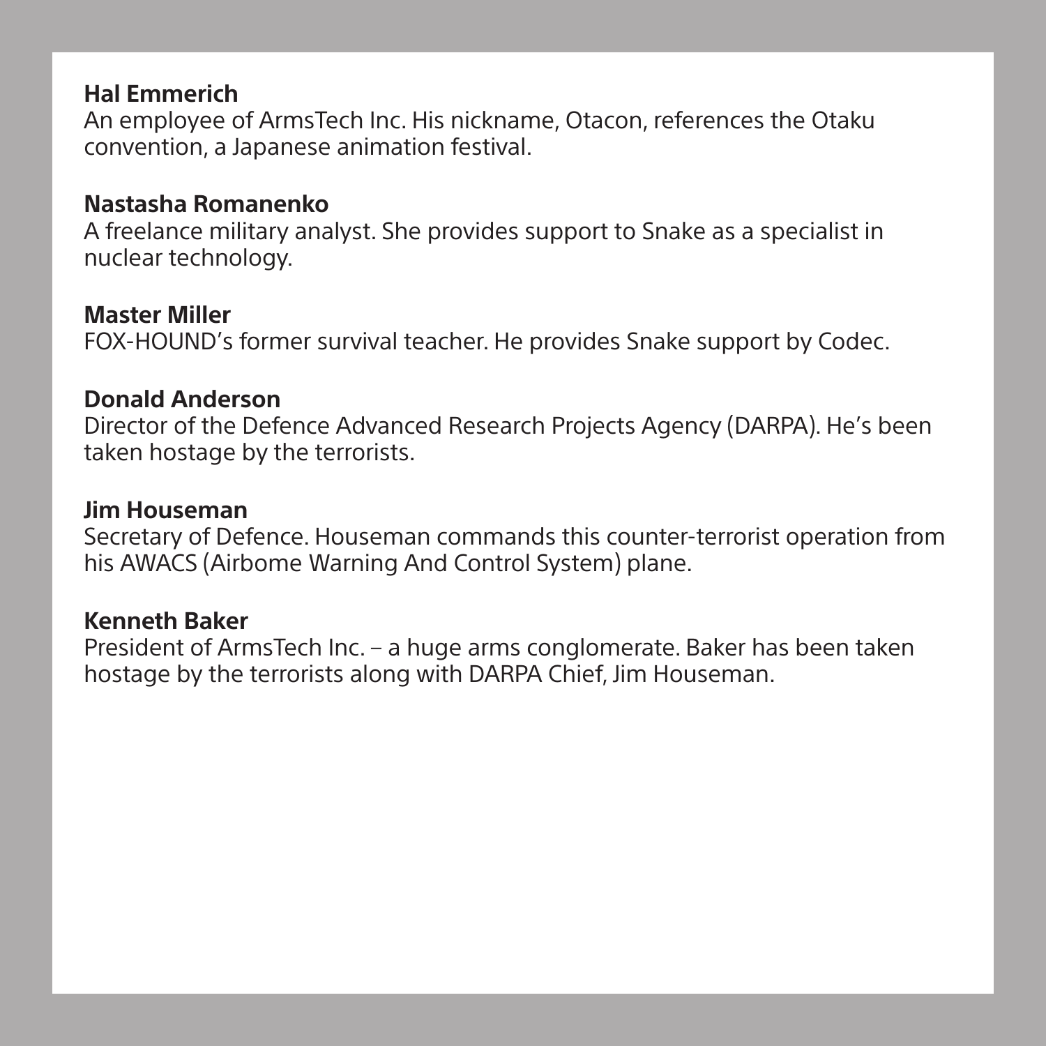**Hal Emmerich**
An employee of ArmsTech Inc. His nickname, Otacon, references the Otaku convention, a Japanese animation festival.

**Nastasha Romanenko**
A freelance military analyst. She provides support to Snake as a specialist in nuclear technology.

**Master Miller**
FOX-HOUND's former survival teacher. He provides Snake support by Codec.

**Donald Anderson**
Director of the Defence Advanced Research Projects Agency (DARPA). He's been taken hostage by the terrorists.

**Jim Houseman**
Secretary of Defence. Houseman commands this counter-terrorist operation from his AWACS (Airbome Warning And Control System) plane.

**Kenneth Baker**
President of ArmsTech Inc. – a huge arms conglomerate. Baker has been taken hostage by the terrorists along with DARPA Chief, Jim Houseman.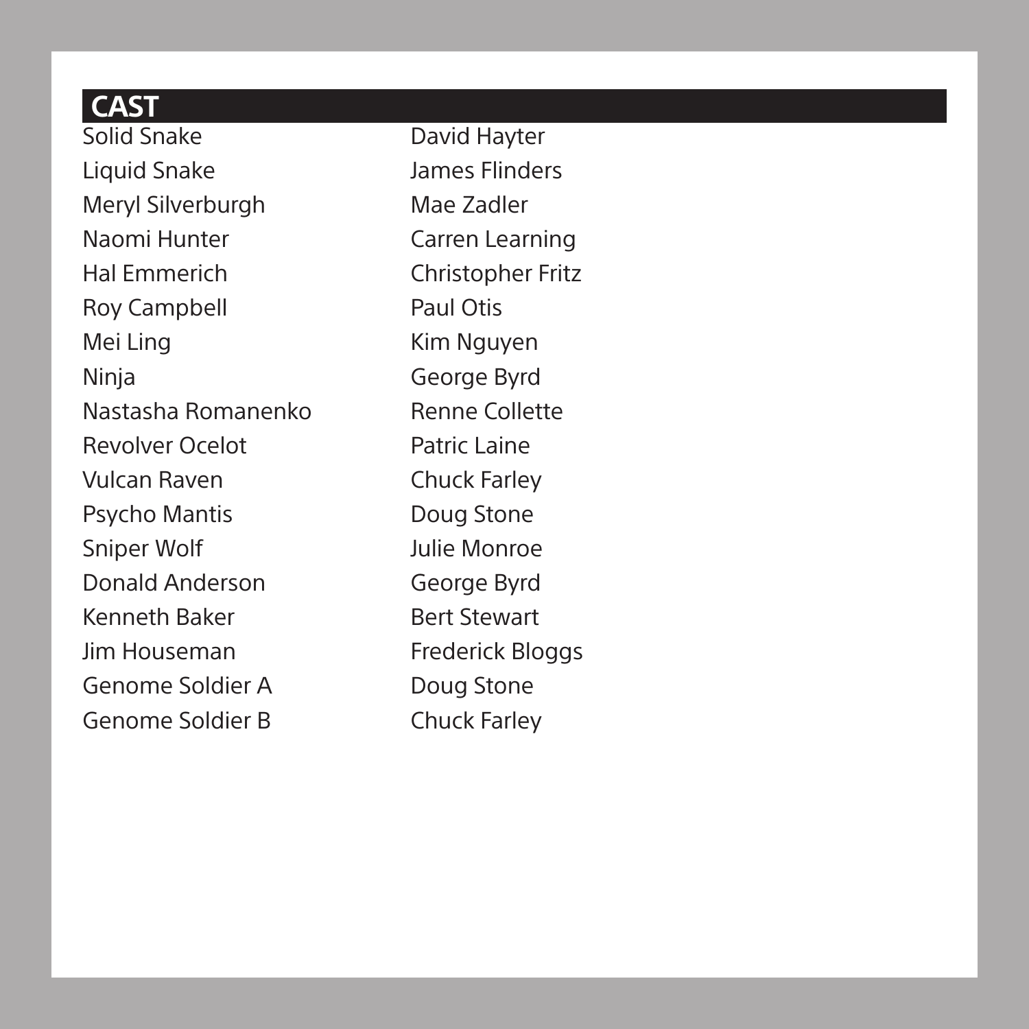## CAST

| | |
|---|---|
| Solid Snake | David Hayter |
| Liquid Snake | James Flinders |
| Meryl Silverburgh | Mae Zadler |
| Naomi Hunter | Carren Learning |
| Hal Emmerich | Christopher Fritz |
| Roy Campbell | Paul Otis |
| Mei Ling | Kim Nguyen |
| Ninja | George Byrd |
| Nastasha Romanenko | Renne Collette |
| Revolver Ocelot | Patric Laine |
| Vulcan Raven | Chuck Farley |
| Psycho Mantis | Doug Stone |
| Sniper Wolf | Julie Monroe |
| Donald Anderson | George Byrd |
| Kenneth Baker | Bert Stewart |
| Jim Houseman | Frederick Bloggs |
| Genome Soldier A | Doug Stone |
| Genome Soldier B | Chuck Farley |